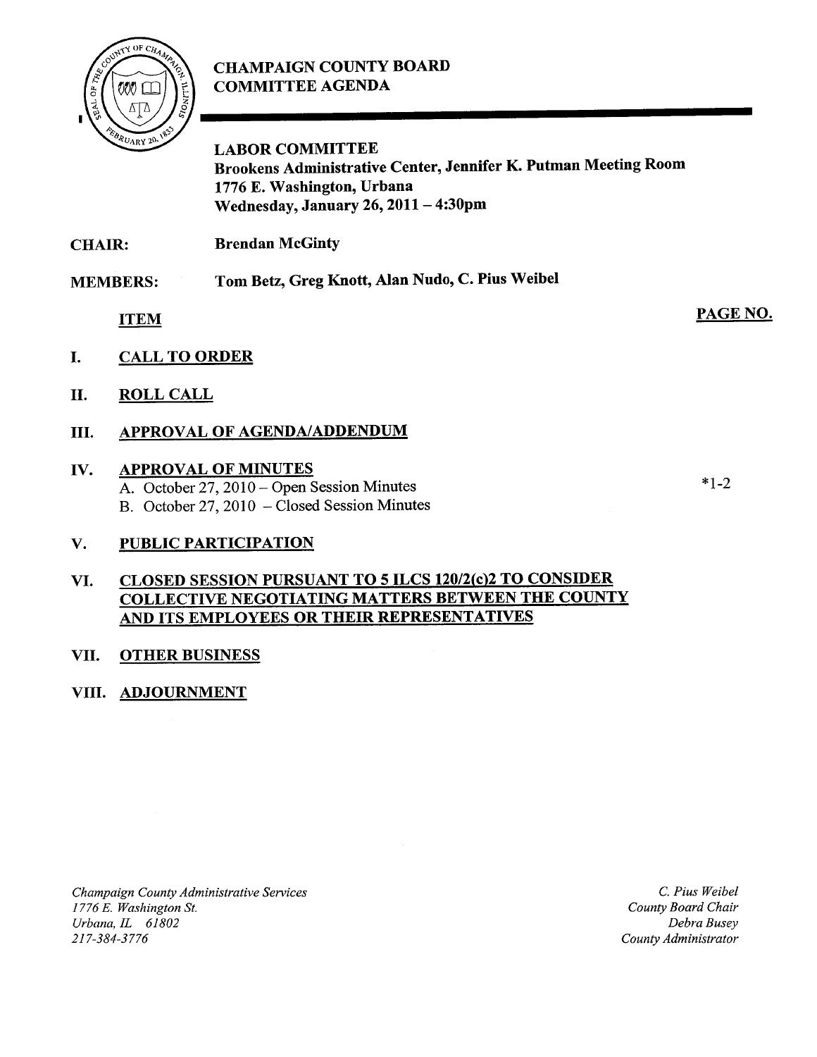# CHAMPAIGN COUNTY BOARD COMMITTEE AGENDA

## LABOR COMMITTEE

**Brookens Administrative Center, Jennifer K. Putman Meeting Room**
**1776 E. Washington, Urbana**
**Wednesday, January 26, 2011 – 4:30pm**

**CHAIR:** **Brendan McGinty**

**MEMBERS:** **Tom Betz, Greg Knott, Alan Nudo, C. Pius Weibel**

| ITEM | PAGE NO. |
|---|---|
| **I. CALL TO ORDER** | |
| **II. ROLL CALL** | |
| **III. APPROVAL OF AGENDA/ADDENDUM** | |
| **IV. APPROVAL OF MINUTES** | |
| A. October 27, 2010 – Open Session Minutes | *1-2 |
| B. October 27, 2010 – Closed Session Minutes | |
| **V. PUBLIC PARTICIPATION** | |
| **VI. CLOSED SESSION PURSUANT TO 5 ILCS 120/2(c)2 TO CONSIDER COLLECTIVE NEGOTIATING MATTERS BETWEEN THE COUNTY AND ITS EMPLOYEES OR THEIR REPRESENTATIVES** | |
| **VII. OTHER BUSINESS** | |
| **VIII. ADJOURNMENT** | |

*Champaign County Administrative Services*
*1776 E. Washington St.*
*Urbana, IL 61802*
*217-384-3776*

*C. Pius Weibel*
*County Board Chair*
*Debra Busey*
*County Administrator*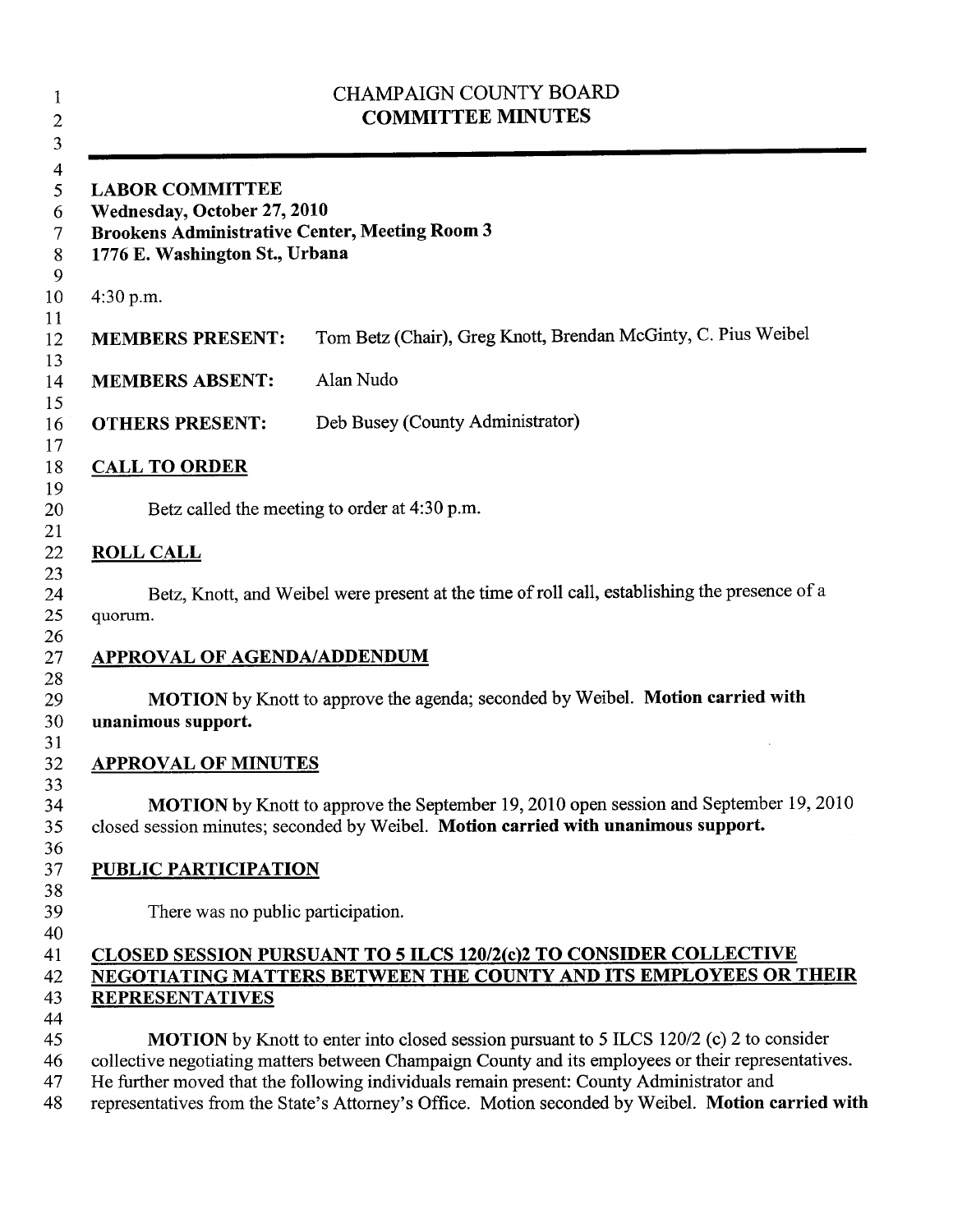# CHAMPAIGN COUNTY BOARD
## COMMITTEE MINUTES

---

**LABOR COMMITTEE**
**Wednesday, October 27, 2010**
**Brookens Administrative Center, Meeting Room 3**
**1776 E. Washington St., Urbana**

4:30 p.m.

| | |
|---|---|
| **MEMBERS PRESENT:** | Tom Betz (Chair), Greg Knott, Brendan McGinty, C. Pius Weibel |
| **MEMBERS ABSENT:** | Alan Nudo |
| **OTHERS PRESENT:** | Deb Busey (County Administrator) |

## CALL TO ORDER

Betz called the meeting to order at 4:30 p.m.

## ROLL CALL

Betz, Knott, and Weibel were present at the time of roll call, establishing the presence of a quorum.

## APPROVAL OF AGENDA/ADDENDUM

**MOTION** by Knott to approve the agenda; seconded by Weibel. **Motion carried with unanimous support.**

## APPROVAL OF MINUTES

**MOTION** by Knott to approve the September 19, 2010 open session and September 19, 2010 closed session minutes; seconded by Weibel. **Motion carried with unanimous support.**

## PUBLIC PARTICIPATION

There was no public participation.

## CLOSED SESSION PURSUANT TO 5 ILCS 120/2(c)2 TO CONSIDER COLLECTIVE NEGOTIATING MATTERS BETWEEN THE COUNTY AND ITS EMPLOYEES OR THEIR REPRESENTATIVES

**MOTION** by Knott to enter into closed session pursuant to 5 ILCS 120/2 (c) 2 to consider collective negotiating matters between Champaign County and its employees or their representatives. He further moved that the following individuals remain present: County Administrator and representatives from the State's Attorney's Office. Motion seconded by Weibel. **Motion carried with**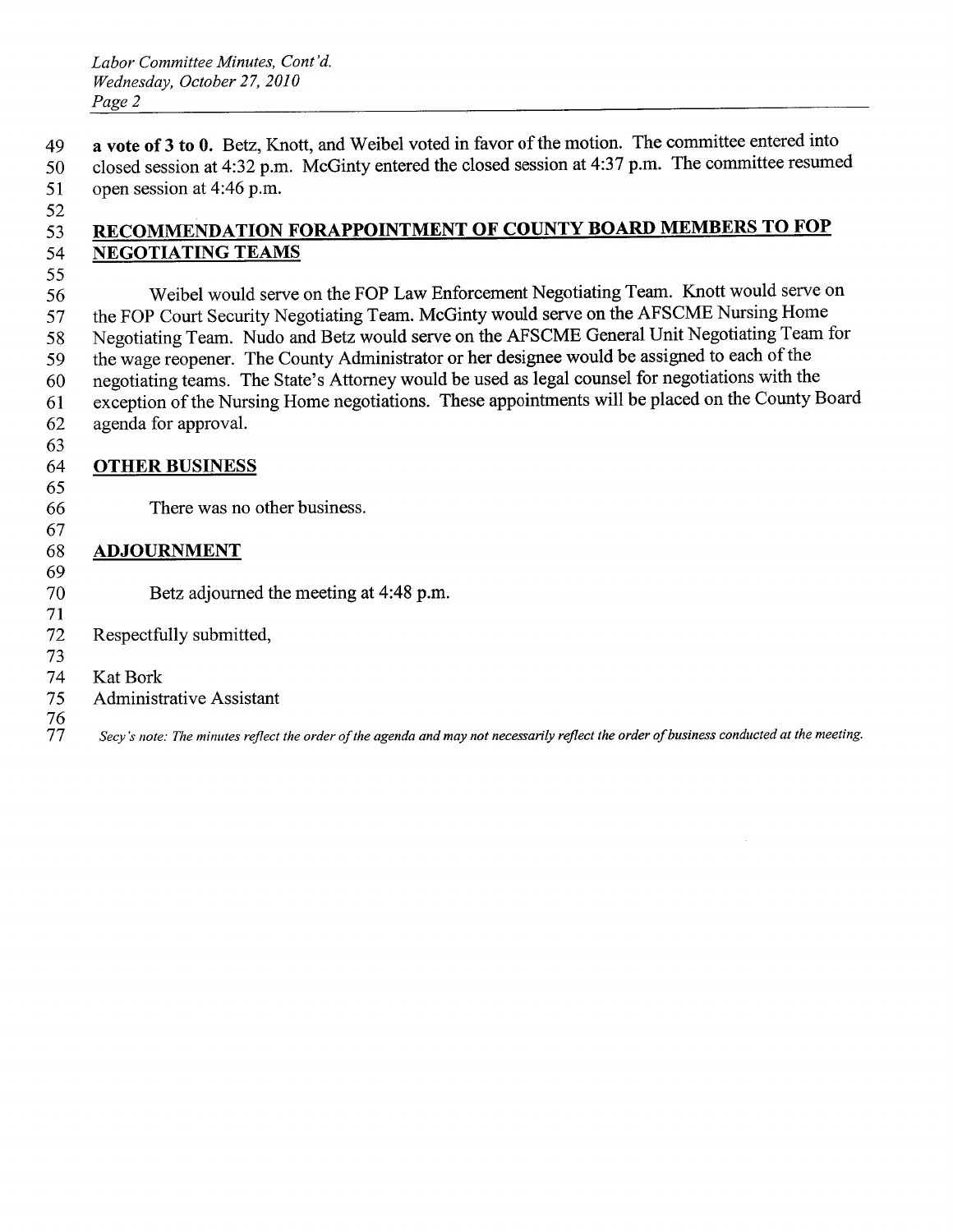**a vote of 3 to 0.** Betz, Knott, and Weibel voted in favor of the motion. The committee entered into closed session at 4:32 p.m. McGinty entered the closed session at 4:37 p.m. The committee resumed open session at 4:46 p.m.

## RECOMMENDATION FORAPPOINTMENT OF COUNTY BOARD MEMBERS TO FOP NEGOTIATING TEAMS

Weibel would serve on the FOP Law Enforcement Negotiating Team. Knott would serve on the FOP Court Security Negotiating Team. McGinty would serve on the AFSCME Nursing Home Negotiating Team. Nudo and Betz would serve on the AFSCME General Unit Negotiating Team for the wage reopener. The County Administrator or her designee would be assigned to each of the negotiating teams. The State's Attorney would be used as legal counsel for negotiations with the exception of the Nursing Home negotiations. These appointments will be placed on the County Board agenda for approval.

## OTHER BUSINESS

There was no other business.

## ADJOURNMENT

Betz adjourned the meeting at 4:48 p.m.

Respectfully submitted,

Kat Bork
Administrative Assistant

*Secy's note: The minutes reflect the order of the agenda and may not necessarily reflect the order of business conducted at the meeting.*